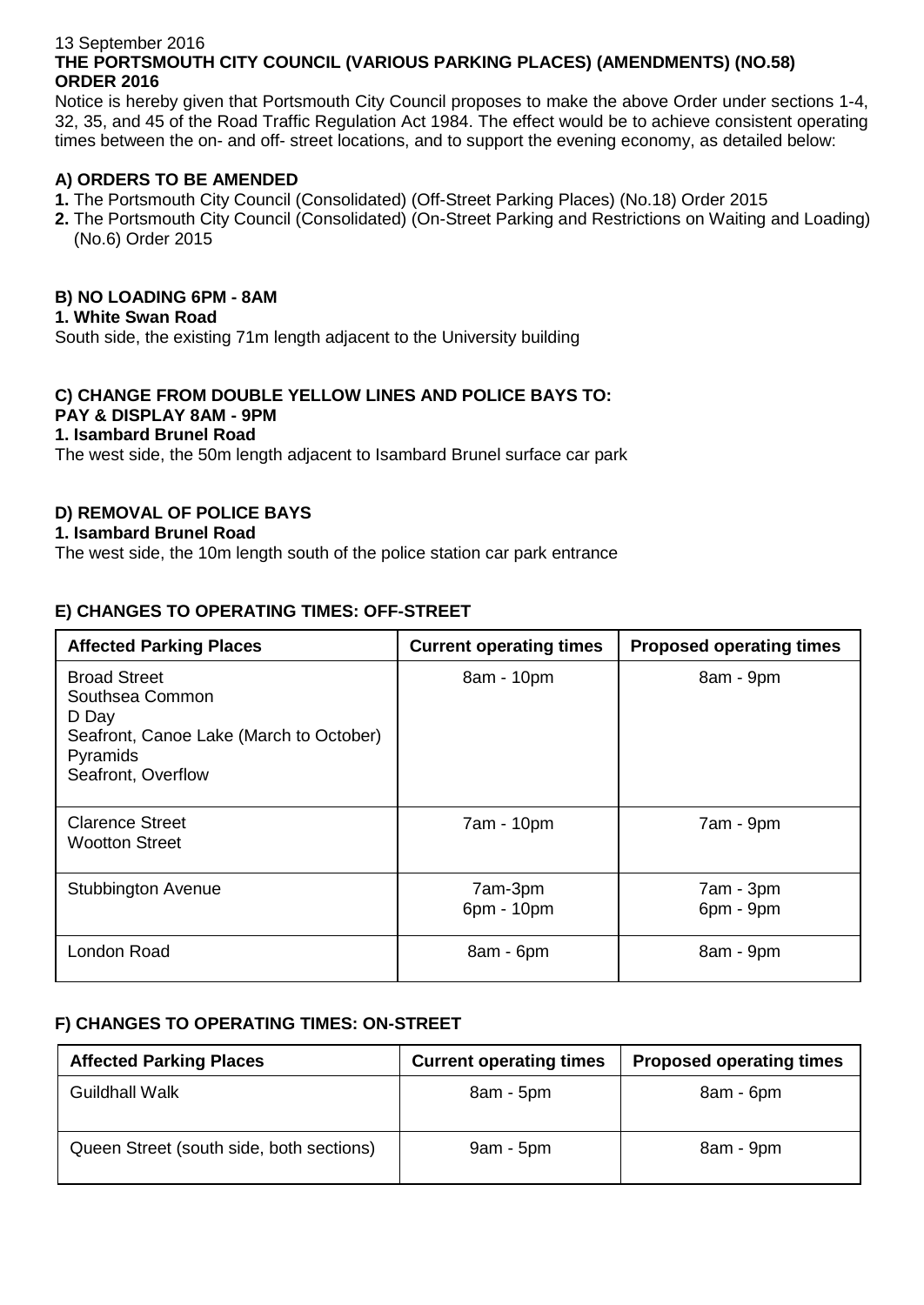13 September 2016

**THE PORTSMOUTH CITY COUNCIL (VARIOUS PARKING PLACES) (AMENDMENTS) (NO.58) ORDER 2016**

Notice is hereby given that Portsmouth City Council proposes to make the above Order under sections 1-4, 32, 35, and 45 of the Road Traffic Regulation Act 1984. The effect would be to achieve consistent operating times between the on- and off- street locations, and to support the evening economy, as detailed below:

**A) ORDERS TO BE AMENDED**

**1.** The Portsmouth City Council (Consolidated) (Off-Street Parking Places) (No.18) Order 2015

**2.** The Portsmouth City Council (Consolidated) (On-Street Parking and Restrictions on Waiting and Loading) (No.6) Order 2015

**B) NO LOADING 6PM - 8AM**

**1. White Swan Road**

South side, the existing 71m length adjacent to the University building

**C) CHANGE FROM DOUBLE YELLOW LINES AND POLICE BAYS TO: PAY & DISPLAY 8AM - 9PM**

**1. Isambard Brunel Road**

The west side, the 50m length adjacent to Isambard Brunel surface car park

**D) REMOVAL OF POLICE BAYS**

**1. Isambard Brunel Road**

The west side, the 10m length south of the police station car park entrance

**E) CHANGES TO OPERATING TIMES: OFF-STREET**

| Affected Parking Places | Current operating times | Proposed operating times |
|---|---|---|
| Broad Street<br>Southsea Common<br>D Day<br>Seafront, Canoe Lake (March to October)<br>Pyramids<br>Seafront, Overflow | 8am - 10pm | 8am - 9pm |
| Clarence Street<br>Wootton Street | 7am - 10pm | 7am - 9pm |
| Stubbington Avenue | 7am-3pm<br>6pm - 10pm | 7am - 3pm<br>6pm - 9pm |
| London Road | 8am - 6pm | 8am - 9pm |

**F) CHANGES TO OPERATING TIMES: ON-STREET**

| Affected Parking Places | Current operating times | Proposed operating times |
|---|---|---|
| Guildhall Walk | 8am - 5pm | 8am - 6pm |
| Queen Street (south side, both sections) | 9am - 5pm | 8am - 9pm |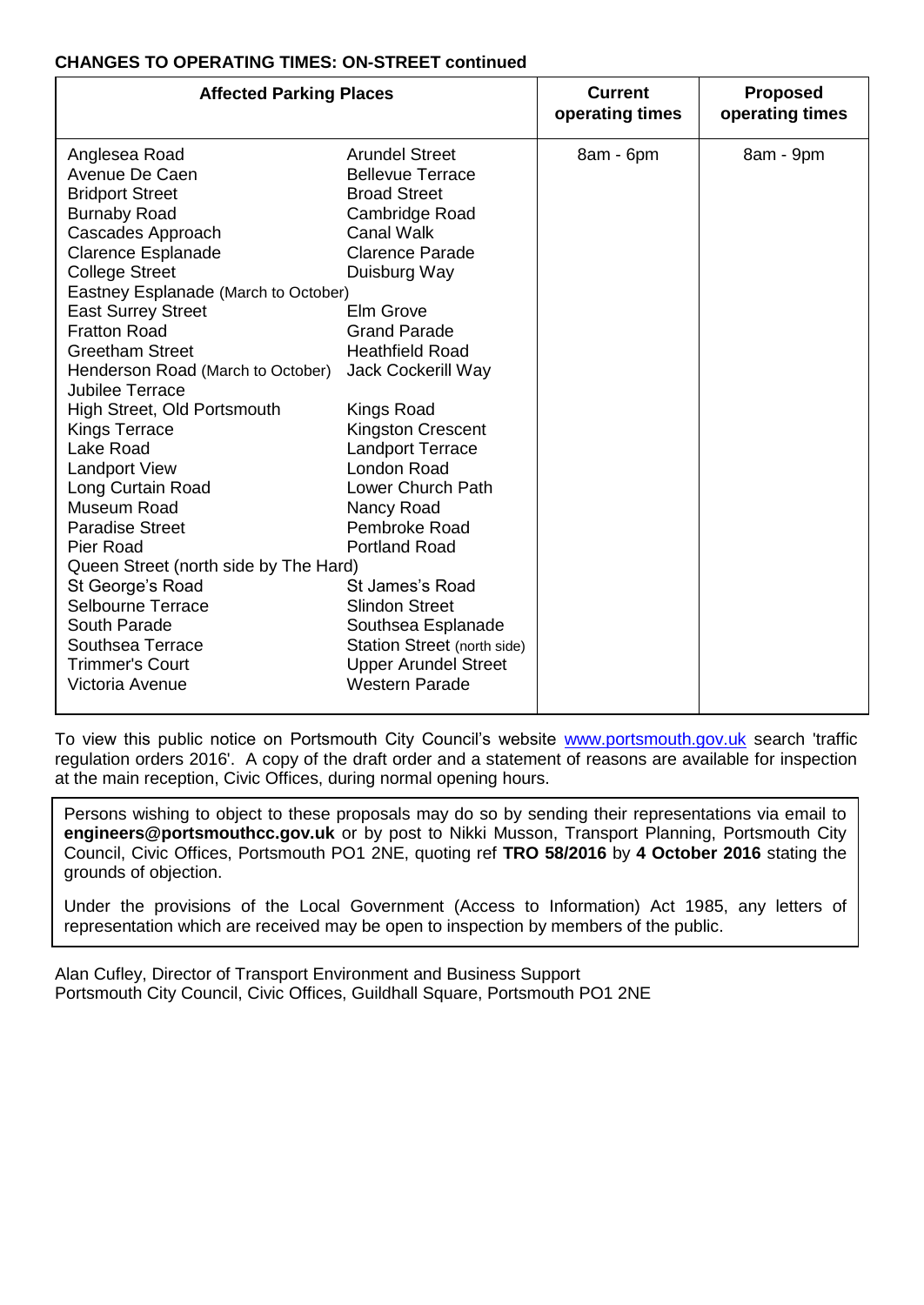**CHANGES TO OPERATING TIMES: ON-STREET continued**

| Affected Parking Places | Current operating times | Proposed operating times |
|---|---|---|
| Anglesea Road<br>Arundel Street<br>Avenue De Caen<br>Bellevue Terrace<br>Bridport Street<br>Broad Street<br>Burnaby Road<br>Cambridge Road<br>Cascades Approach<br>Canal Walk<br>Clarence Esplanade<br>Clarence Parade<br>College Street<br>Duisburg Way<br>Eastney Esplanade (March to October)<br>East Surrey Street<br>Elm Grove<br>Fratton Road<br>Grand Parade<br>Greetham Street<br>Heathfield Road<br>Henderson Road (March to October)<br>Jack Cockerill Way<br>Jubilee Terrace<br>High Street, Old Portsmouth<br>Kings Road<br>Kings Terrace<br>Kingston Crescent<br>Lake Road<br>Landport Terrace<br>Landport View<br>London Road<br>Long Curtain Road<br>Lower Church Path<br>Museum Road<br>Nancy Road<br>Paradise Street<br>Pembroke Road<br>Pier Road<br>Portland Road<br>Queen Street (north side by The Hard)<br>St George's Road<br>St James's Road<br>Selbourne Terrace<br>Slindon Street<br>South Parade<br>Southsea Esplanade<br>Southsea Terrace<br>Station Street (north side)<br>Trimmer's Court<br>Upper Arundel Street<br>Victoria Avenue<br>Western Parade | 8am - 6pm | 8am - 9pm |

To view this public notice on Portsmouth City Council's website www.portsmouth.gov.uk search 'traffic regulation orders 2016'. A copy of the draft order and a statement of reasons are available for inspection at the main reception, Civic Offices, during normal opening hours.

Persons wishing to object to these proposals may do so by sending their representations via email to **engineers@portsmouthcc.gov.uk** or by post to Nikki Musson, Transport Planning, Portsmouth City Council, Civic Offices, Portsmouth PO1 2NE, quoting ref **TRO 58/2016** by **4 October 2016** stating the grounds of objection.

Under the provisions of the Local Government (Access to Information) Act 1985, any letters of representation which are received may be open to inspection by members of the public.

Alan Cufley, Director of Transport Environment and Business Support
Portsmouth City Council, Civic Offices, Guildhall Square, Portsmouth PO1 2NE